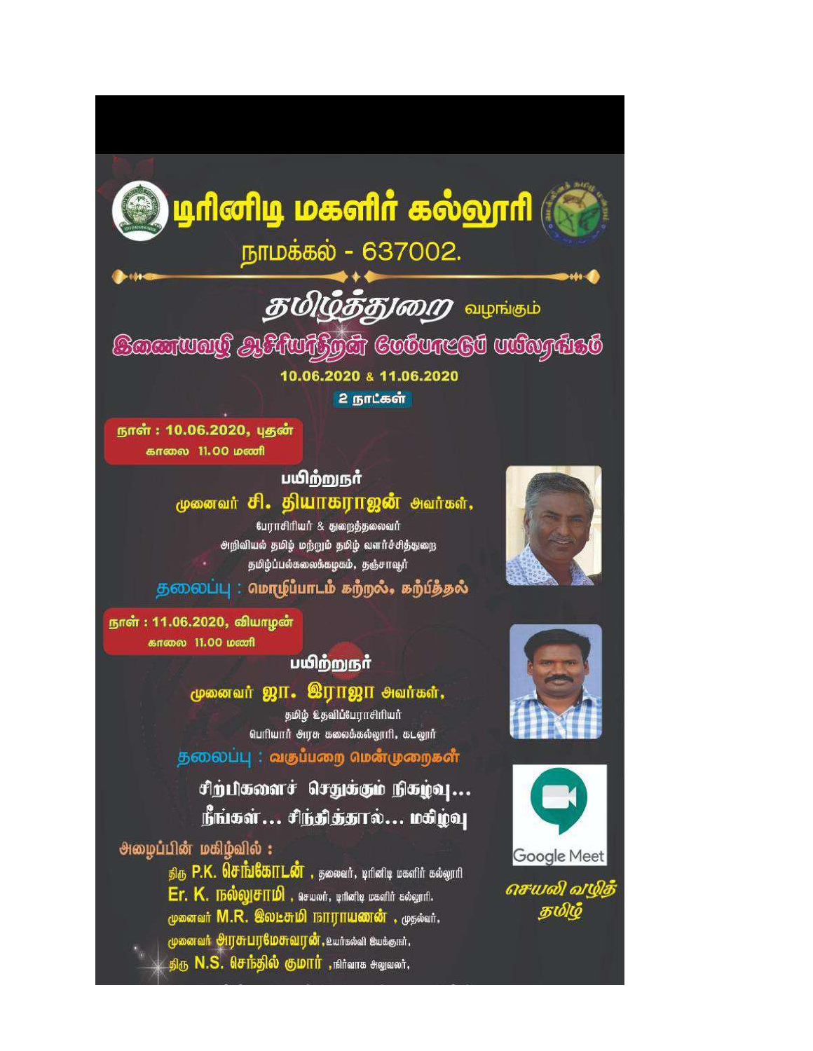# டிரினிடி மகளிர் கல்லூரி

நாமக்கல் - 637002.

## தமிழ்த்துறை வழங்கும்

## இணையவழி ஆசிரியர்திறன் மேம்பாட்டுப் பயிலரங்கம்

**10.06.2020 & 11.06.2020**

**2 நாட்கள்**

**நாள் : 10.06.2020, புதன்**
**காலை 11.00 மணி**

**பயிற்றுநர்**

**முனைவர் சி. தியாகராஜன் அவர்கள்,**
பேராசிரியர் & துறைத்தலைவர்
அறிவியல் தமிழ் மற்றும் தமிழ் வளர்ச்சித்துறை
தமிழ்ப்பல்கலைக்கழகம், தஞ்சாவூர்

தலைப்பு : **மொழிப்பாடம் கற்றல், கற்பித்தல்**

**நாள் : 11.06.2020, வியாழன்**
**காலை 11.00 மணி**

**பயிற்றுநர்**

**முனைவர் ஜா. இராஜா அவர்கள்,**
தமிழ் உதவிப்பேராசிரியர்
பெரியார் அரசு கலைக்கல்லூரி, கடலூர்

தலைப்பு : **வகுப்பறை மென்முறைகள்**

**சிற்பிகளைச் செதுக்கும் நிகழ்வு...**
**நீங்கள்... சிந்தித்தால்... மகிழ்வு**

Google Meet

*செயலி வழித் தமிழ்*

**அழைப்பின் மகிழ்வில் :**

திரு **P.K. செங்கோடன்** , தலைவர், டிரினிடி மகளிர் கல்லூரி
**Er. K. நல்லுசாமி** , செயலர், டிரினிடி மகளிர் கல்லூரி.
முனைவர் **M.R. இலட்சுமி நாராயணன்** , முதல்வர்,
முனைவர் **அரசுபரமேசுவரன்**, உயர்கல்வி இயக்குநர்,
திரு **N.S. செந்தில் குமார்** , நிர்வாக அலுவலர்,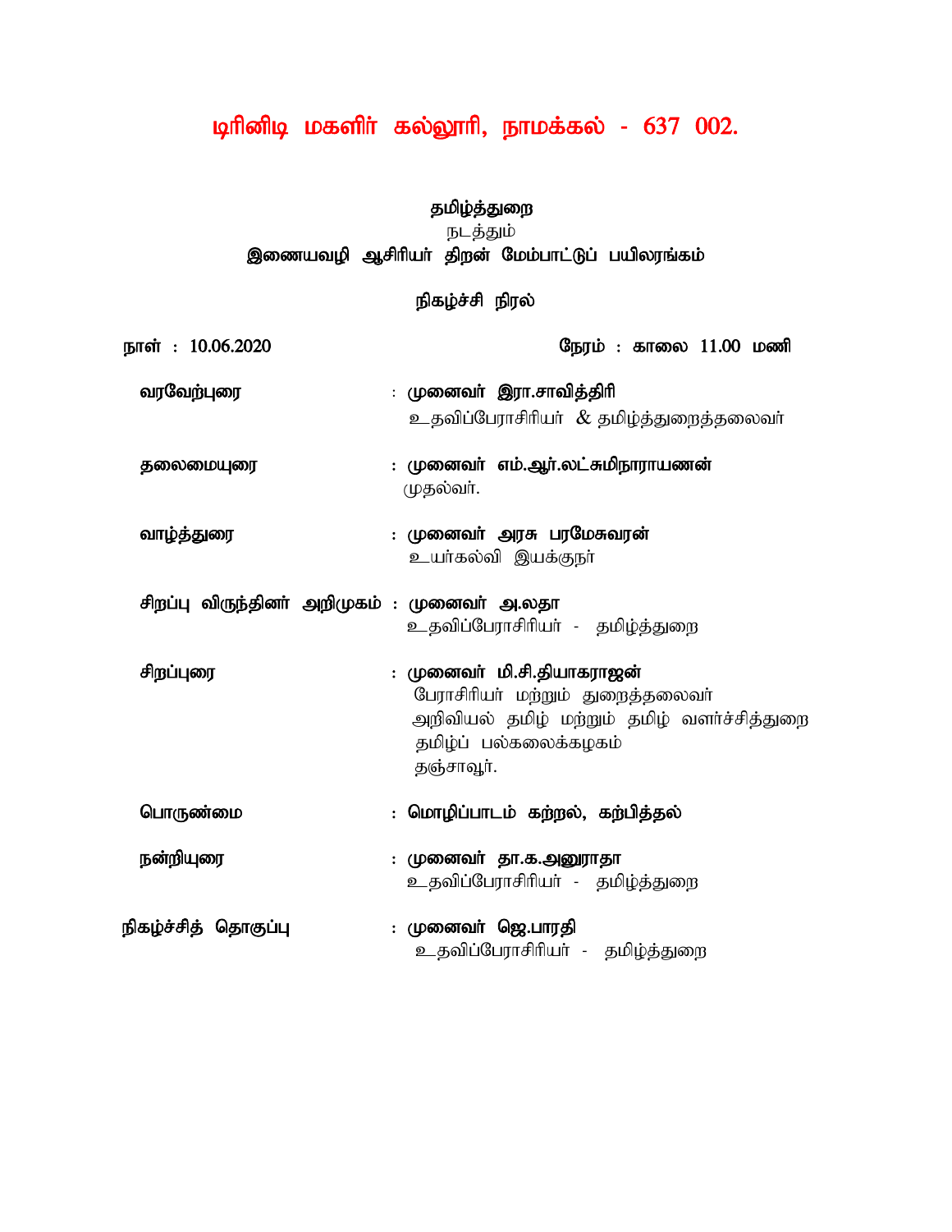# டிரினிடி மகளிர் கல்லூரி, நாமக்கல் - 637 002.

**தமிழ்த்துறை**

நடத்தும்

**இணையவழி ஆசிரியர் திறன் மேம்பாட்டுப் பயிலரங்கம்**

**நிகழ்ச்சி நிரல்**

**நாள் : 10.06.2020** **நேரம் : காலை 11.00 மணி**

**வரவேற்புரை** : **முனைவர் இரா.சாவித்திரி**
உதவிப்பேராசிரியர் & தமிழ்த்துறைத்தலைவர்

**தலைமையுரை** : **முனைவர் எம்.ஆர்.லட்சுமிநாராயணன்**
முதல்வர்.

**வாழ்த்துரை** : **முனைவர் அரசு பரமேசுவரன்**
உயர்கல்வி இயக்குநர்

**சிறப்பு விருந்தினர் அறிமுகம்** : **முனைவர் அ.லதா**
உதவிப்பேராசிரியர் - தமிழ்த்துறை

**சிறப்புரை** : **முனைவர் மி.சி.தியாகராஜன்**
பேராசிரியர் மற்றும் துறைத்தலைவர்
அறிவியல் தமிழ் மற்றும் தமிழ் வளர்ச்சித்துறை
தமிழ்ப் பல்கலைக்கழகம்
தஞ்சாவூர்.

**பொருண்மை** : **மொழிப்பாடம் கற்றல், கற்பித்தல்**

**நன்றியுரை** : **முனைவர் தா.க.அனுராதா**
உதவிப்பேராசிரியர் - தமிழ்த்துறை

**நிகழ்ச்சித் தொகுப்பு** : **முனைவர் ஜெ.பாரதி**
உதவிப்பேராசிரியர் - தமிழ்த்துறை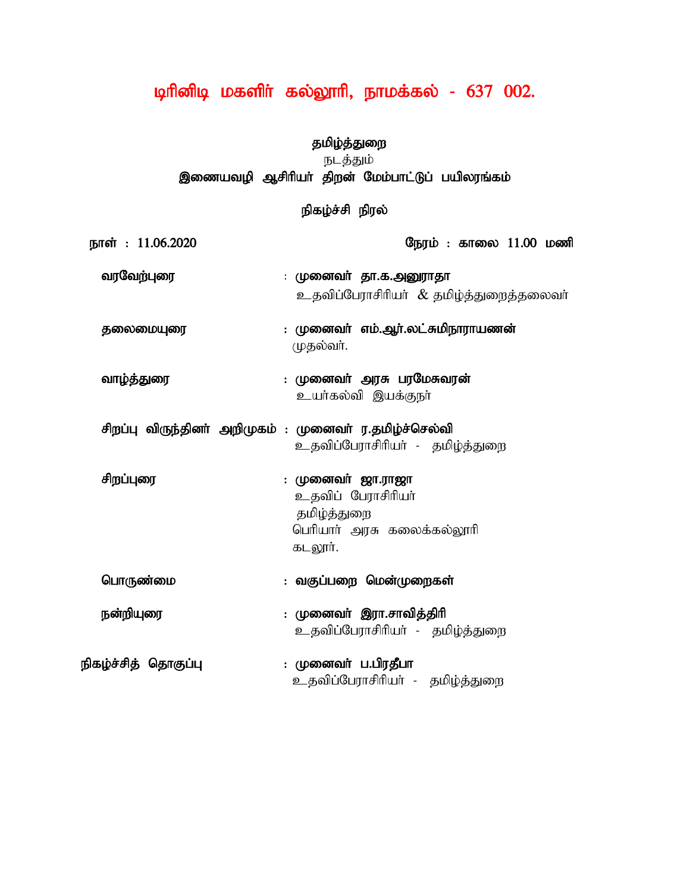# டிரினிடி மகளிர் கல்லூரி, நாமக்கல் - 637 002.

**தமிழ்த்துறை**

நடத்தும்

**இணையவழி ஆசிரியர் திறன் மேம்பாட்டுப் பயிலரங்கம்**

**நிகழ்ச்சி நிரல்**

நாள் : 11.06.2020 நேரம் : காலை 11.00 மணி

| | |
|---|---|
| **வரவேற்புரை** | : **முனைவர் தா.க.அனுராதா**<br>உதவிப்பேராசிரியர் & தமிழ்த்துறைத்தலைவர் |
| **தலைமையுரை** | : **முனைவர் எம்.ஆர்.லட்சுமிநாராயணன்**<br>முதல்வர். |
| **வாழ்த்துரை** | : **முனைவர் அரசு பரமேசுவரன்**<br>உயர்கல்வி இயக்குநர் |
| **சிறப்பு விருந்தினர் அறிமுகம்** | : **முனைவர் ர.தமிழ்ச்செல்வி**<br>உதவிப்பேராசிரியர் - தமிழ்த்துறை |
| **சிறப்புரை** | : **முனைவர் ஜா.ராஜா**<br>உதவிப் பேராசிரியர்<br>தமிழ்த்துறை<br>பெரியார் அரசு கலைக்கல்லூரி<br>கடலூர். |
| **பொருண்மை** | : **வகுப்பறை மென்முறைகள்** |
| **நன்றியுரை** | : **முனைவர் இரா.சாவித்திரி**<br>உதவிப்பேராசிரியர் - தமிழ்த்துறை |
| **நிகழ்ச்சித் தொகுப்பு** | : **முனைவர் ப.பிரதீபா**<br>உதவிப்பேராசிரியர் - தமிழ்த்துறை |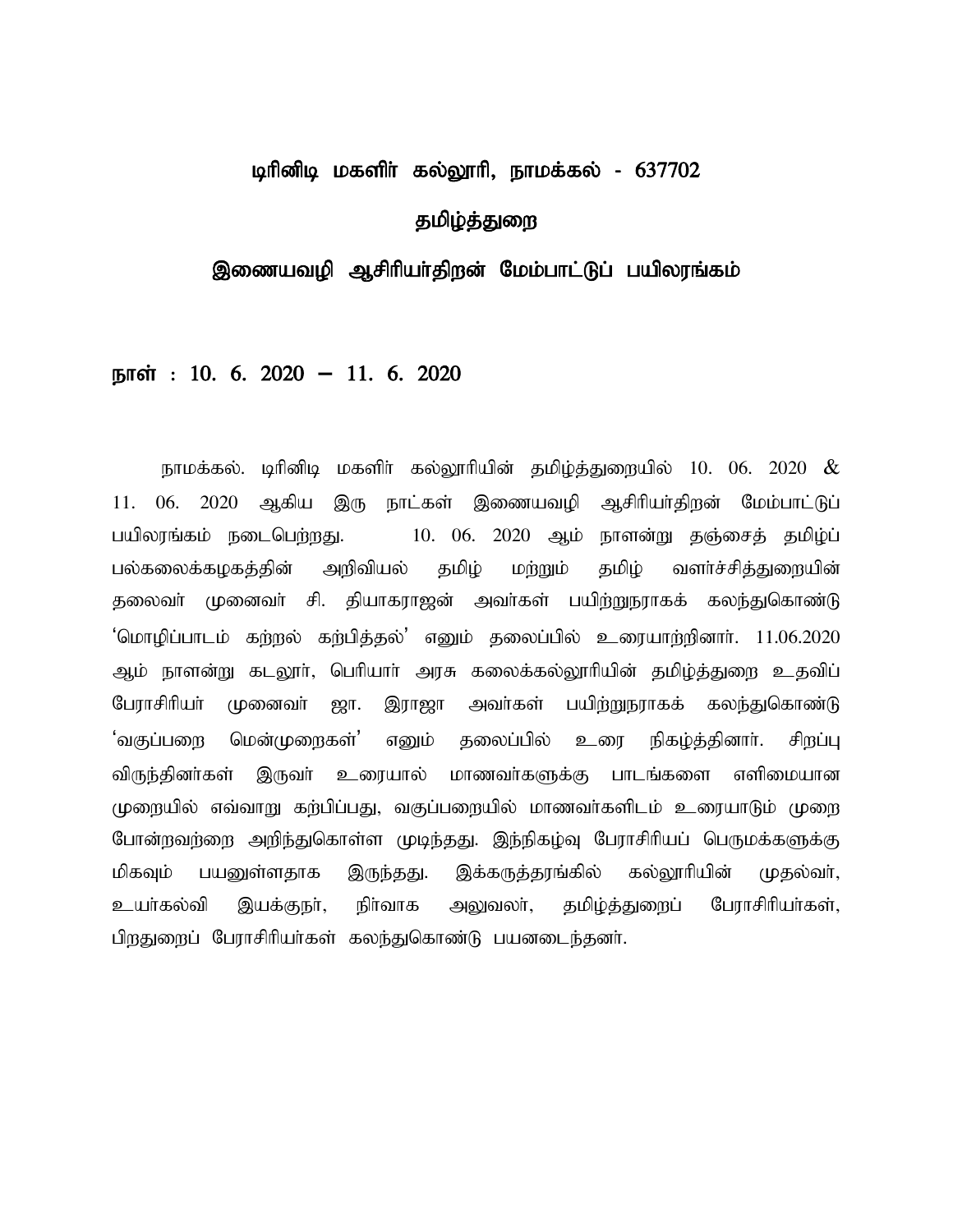# டிரினிடி மகளிர் கல்லூரி, நாமக்கல் - 637702

## தமிழ்த்துறை

## இணையவழி ஆசிரியர்திறன் மேம்பாட்டுப் பயிலரங்கம்

**நாள் : 10. 6. 2020 – 11. 6. 2020**

நாமக்கல். டிரினிடி மகளிர் கல்லூரியின் தமிழ்த்துறையில் 10. 06. 2020 & 11. 06. 2020 ஆகிய இரு நாட்கள் இணையவழி ஆசிரியர்திறன் மேம்பாட்டுப் பயிலரங்கம் நடைபெற்றது. 10. 06. 2020 ஆம் நாளன்று தஞ்சைத் தமிழ்ப் பல்கலைக்கழகத்தின் அறிவியல் தமிழ் மற்றும் தமிழ் வளர்ச்சித்துறையின் தலைவர் முனைவர் சி. தியாகராஜன் அவர்கள் பயிற்றுநராகக் கலந்துகொண்டு 'மொழிப்பாடம் கற்றல் கற்பித்தல்' எனும் தலைப்பில் உரையாற்றினார். 11.06.2020 ஆம் நாளன்று கடலூர், பெரியார் அரசு கலைக்கல்லூரியின் தமிழ்த்துறை உதவிப் பேராசிரியர் முனைவர் ஜா. இராஜா அவர்கள் பயிற்றுநராகக் கலந்துகொண்டு 'வகுப்பறை மென்முறைகள்' எனும் தலைப்பில் உரை நிகழ்த்தினார். சிறப்பு விருந்தினர்கள் இருவர் உரையால் மாணவர்களுக்கு பாடங்களை எளிமையான முறையில் எவ்வாறு கற்பிப்பது, வகுப்பறையில் மாணவர்களிடம் உரையாடும் முறை போன்றவற்றை அறிந்துகொள்ள முடிந்தது. இந்நிகழ்வு பேராசிரியப் பெருமக்களுக்கு மிகவும் பயனுள்ளதாக இருந்தது. இக்கருத்தரங்கில் கல்லூரியின் முதல்வர், உயர்கல்வி இயக்குநர், நிர்வாக அலுவலர், தமிழ்த்துறைப் பேராசிரியர்கள், பிறதுறைப் பேராசிரியர்கள் கலந்துகொண்டு பயனடைந்தனர்.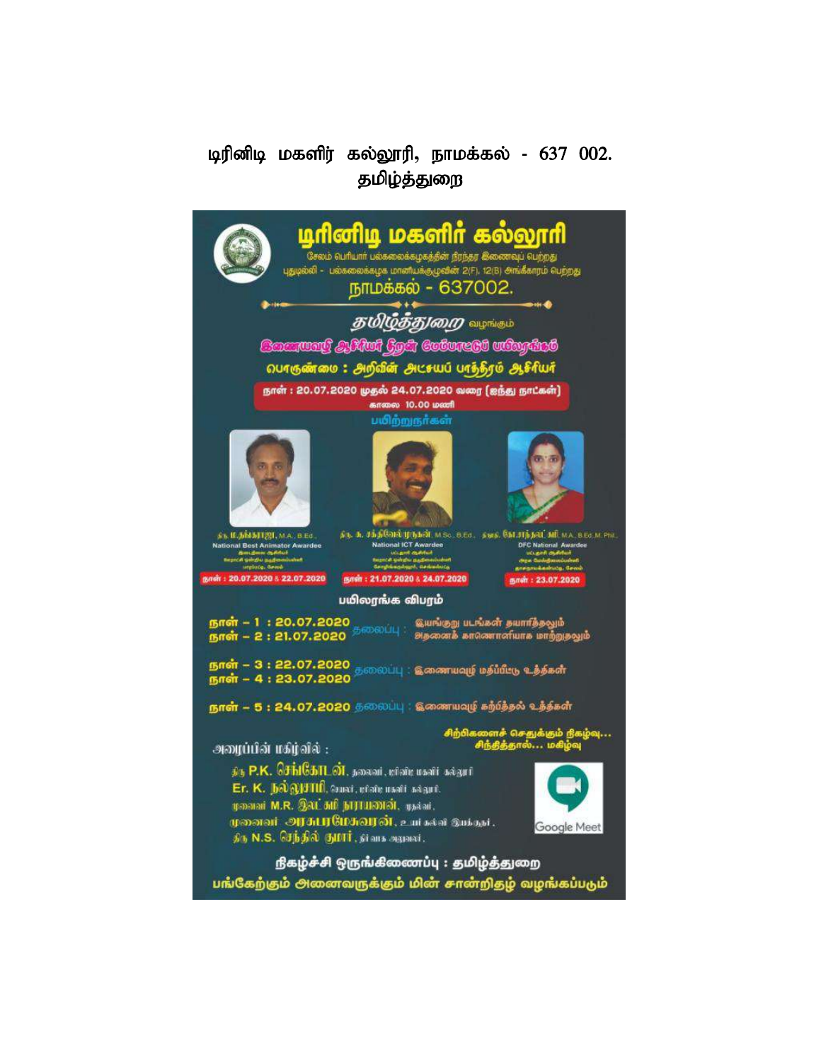# டிரினிடி மகளிர் கல்லூரி, நாமக்கல் - 637 002.

## தமிழ்த்துறை

# டிரினிடி மகளிர் கல்லூரி

சேலம் பெரியார் பல்கலைக்கழகத்தின் நிரந்தர இணைவுப் பெற்றது
புதுடில்லி - பல்கலைக்கழக மானியக்குழுவின் 2(F), 12(B) அங்கீகாரம் பெற்றது

நாமக்கல் - 637002.

**தமிழ்த்துறை** வழங்கும்

**இணையவழி ஆசிரியர் திறன் மேம்பாட்டுப் பயிலரங்கம்**

**பொருண்மை : அறிவின் அட்சயப் பாத்திரம் ஆசிரியர்**

**நாள் : 20.07.2020 முதல் 24.07.2020 வரை (ஐந்து நாட்கள்)**
காலை 10.00 மணி

**பயிற்றுநர்கள்**

திரு. M. தங்கராஜ், M.A., B.Ed.,
National Best Animator Awardee
இடைநிலை ஆசிரியர்
ஊராட்சி ஒன்றிய நடுநிலைப்பள்ளி
பாறப்பட்டி, சேலம்
நாள் : 20.07.2020 & 22.07.2020

திரு. க. சக்திவேல் முருகன் M.Sc., B.Ed.,
National ICT Awardee
பட்டதாரி ஆசிரியர்
ஊராட்சி ஒன்றிய நடுநிலைப்பள்ளி
கோழிக்கறுப்பூர், செல்லப்பட்டு
நாள் : 21.07.2020 & 24.07.2020

திருமதி. கோ.சாந்தலட்சுமி M.A., B.Ed.,M.Phil.,
DFC National Awardee
பட்டதாரி ஆசிரியர்
அரசு மேல்நிலைப்பள்ளி
தாசநாயக்கன்பட்டி, சேலம்
நாள் : 23.07.2020

**பயிலரங்க விபரம்**

**நாள் – 1 : 20.07.2020**
**நாள் – 2 : 21.07.2020** தலைப்பு : இயங்குறு படங்கள் தயாரித்தலும் அதனைக் காணொளியாக மாற்றுதலும்

**நாள் – 3 : 22.07.2020**
**நாள் – 4 : 23.07.2020** தலைப்பு : இணையவழி மதிப்பீட்டு உத்திகள்

**நாள் – 5 : 24.07.2020** தலைப்பு : இணையவழி கற்பித்தல் உத்திகள்

**சிற்பிகளைச் செதுக்கும் நிகழ்வு... சிந்தித்தால்... மகிழ்வு**

அழைப்பின் மகிழ்வில் :

திரு P.K. செங்கோடன், தலைவர், டிரினிடி மகளிர் கல்லூரி
Er. K. நல்லுசாமி, செயலர், டிரினிடி மகளிர் கல்லூரி
முனைவர் M.R. இலட்சுமி நாராயணன், முதல்வர்,
முனைவர் அரசுபரமேசுவரன், உயர் கல்வி இயக்குநர்,
திரு N.S. செந்தில் குமார், நிர்வாக அலுவலர்.

Google Meet

**நிகழ்ச்சி ஒருங்கிணைப்பு : தமிழ்த்துறை**

**பங்கேற்கும் அனைவருக்கும் மின் சான்றிதழ் வழங்கப்படும்**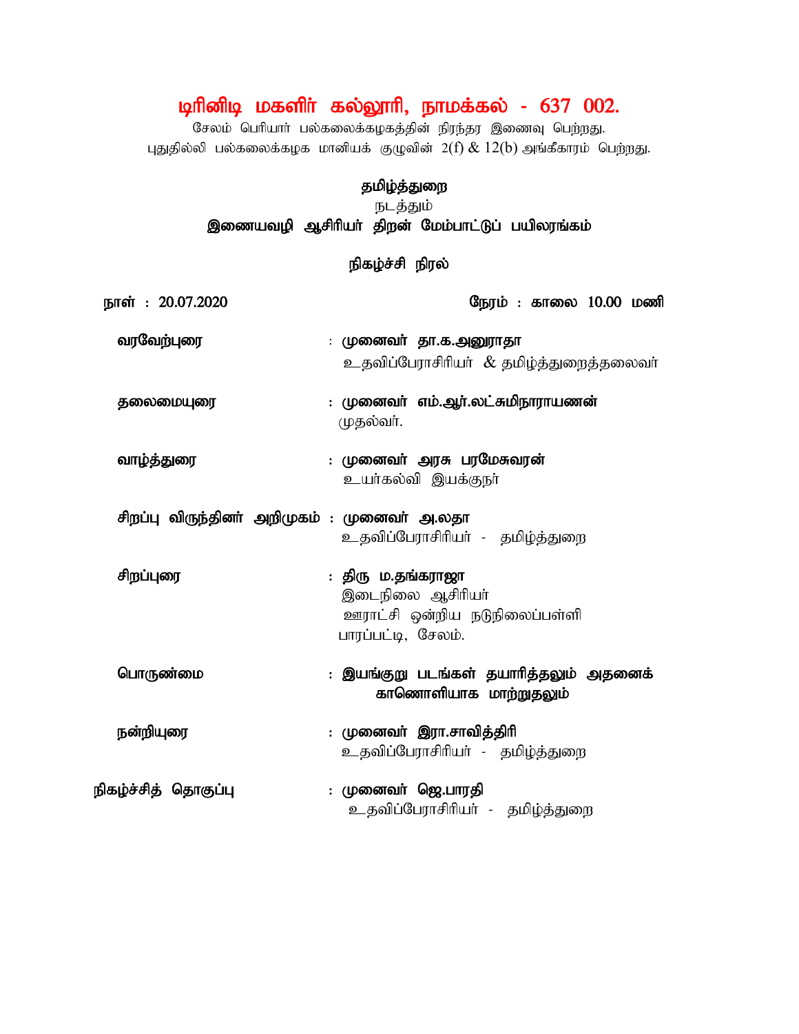# டிரினிடி மகளிர் கல்லூரி, நாமக்கல் - 637 002.

சேலம் பெரியார் பல்கலைக்கழகத்தின் நிரந்தர இணைவு பெற்றது.
புதுதில்லி பல்கலைக்கழக மானியக் குழுவின் 2(f) & 12(b) அங்கீகாரம் பெற்றது.

## தமிழ்த்துறை

நடத்தும்

## இணையவழி ஆசிரியர் திறன் மேம்பாட்டுப் பயிலரங்கம்

### நிகழ்ச்சி நிரல்

**நாள் : 20.07.2020** **நேரம் : காலை 10.00 மணி**

**வரவேற்புரை** : **முனைவர் தா.க.அனுராதா**
உதவிப்பேராசிரியர் & தமிழ்த்துறைத்தலைவர்

**தலைமையுரை** : **முனைவர் எம்.ஆர்.லட்சுமிநாராயணன்**
முதல்வர்.

**வாழ்த்துரை** : **முனைவர் அரசு பரமேசுவரன்**
உயர்கல்வி இயக்குநர்

**சிறப்பு விருந்தினர் அறிமுகம்** : **முனைவர் அ.லதா**
உதவிப்பேராசிரியர் - தமிழ்த்துறை

**சிறப்புரை** : **திரு ம.தங்கராஜா**
இடைநிலை ஆசிரியர்
ஊராட்சி ஒன்றிய நடுநிலைப்பள்ளி
பாரப்பட்டி, சேலம்.

**பொருண்மை** : **இயங்குறு படங்கள் தயாரித்தலும் அதனைக் காணொளியாக மாற்றுதலும்**

**நன்றியுரை** : **முனைவர் இரா.சாவித்திரி**
உதவிப்பேராசிரியர் - தமிழ்த்துறை

**நிகழ்ச்சித் தொகுப்பு** : **முனைவர் ஜெ.பாரதி**
உதவிப்பேராசிரியர் - தமிழ்த்துறை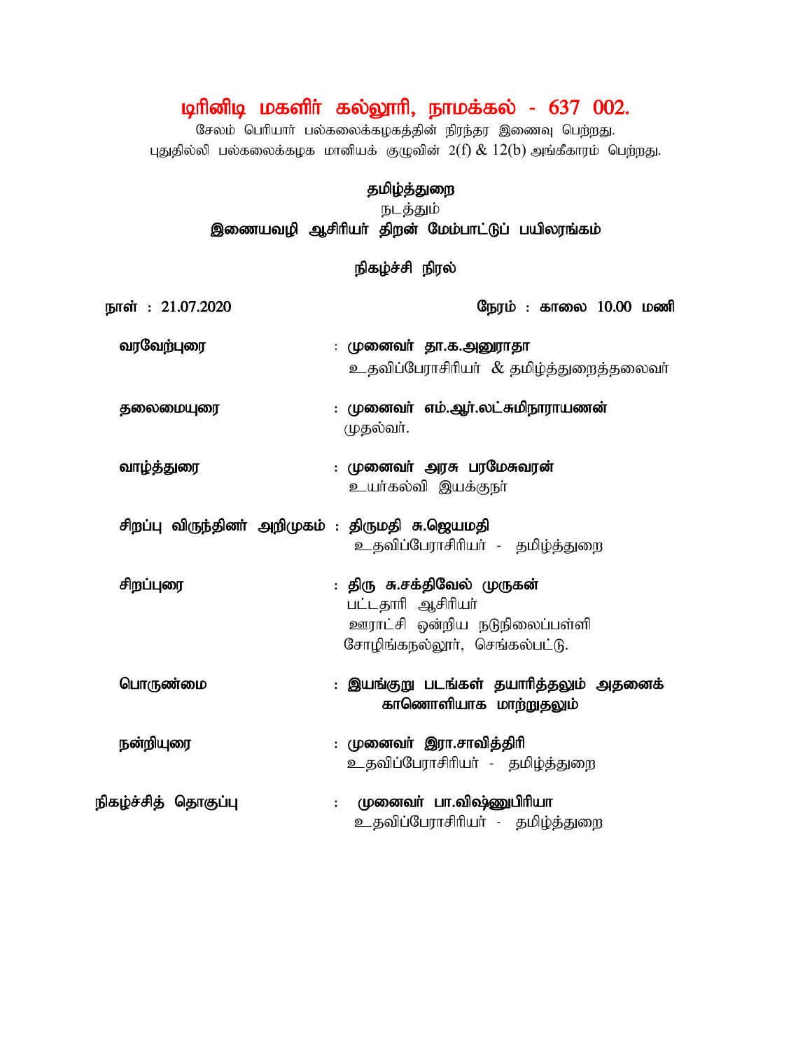# டிரினிடி மகளிர் கல்லூரி, நாமக்கல் - 637 002.

சேலம் பெரியார் பல்கலைக்கழகத்தின் நிரந்தர இணைவு பெற்றது.
புதுதில்லி பல்கலைக்கழக மானியக் குழுவின் 2(f) & 12(b) அங்கீகாரம் பெற்றது.

## தமிழ்த்துறை

நடத்தும்

## இணையவழி ஆசிரியர் திறன் மேம்பாட்டுப் பயிலரங்கம்

### நிகழ்ச்சி நிரல்

**நாள் : 21.07.2020** **நேரம் : காலை 10.00 மணி**

| | | |
|---|---|---|
| **வரவேற்புரை** | : | **முனைவர் தா.க.அனுராதா**<br>உதவிப்பேராசிரியர் & தமிழ்த்துறைத்தலைவர் |
| **தலைமையுரை** | : | **முனைவர் எம்.ஆர்.லட்சுமிநாராயணன்**<br>முதல்வர். |
| **வாழ்த்துரை** | : | **முனைவர் அரசு பரமேசுவரன்**<br>உயர்கல்வி இயக்குநர் |
| **சிறப்பு விருந்தினர் அறிமுகம்** | : | **திருமதி சு.ஜெயமதி**<br>உதவிப்பேராசிரியர் - தமிழ்த்துறை |
| **சிறப்புரை** | : | **திரு சு.சக்திவேல் முருகன்**<br>பட்டதாரி ஆசிரியர்<br>ஊராட்சி ஒன்றிய நடுநிலைப்பள்ளி<br>சோழிங்கநல்லூர், செங்கல்பட்டு. |
| **பொருண்மை** | : | **இயங்குறு படங்கள் தயாரித்தலும் அதனைக் காணொளியாக மாற்றுதலும்** |
| **நன்றியுரை** | : | **முனைவர் இரா.சாவித்திரி**<br>உதவிப்பேராசிரியர் - தமிழ்த்துறை |
| **நிகழ்ச்சித் தொகுப்பு** | : | **முனைவர் பா.விஷ்ணுபிரியா**<br>உதவிப்பேராசிரியர் - தமிழ்த்துறை |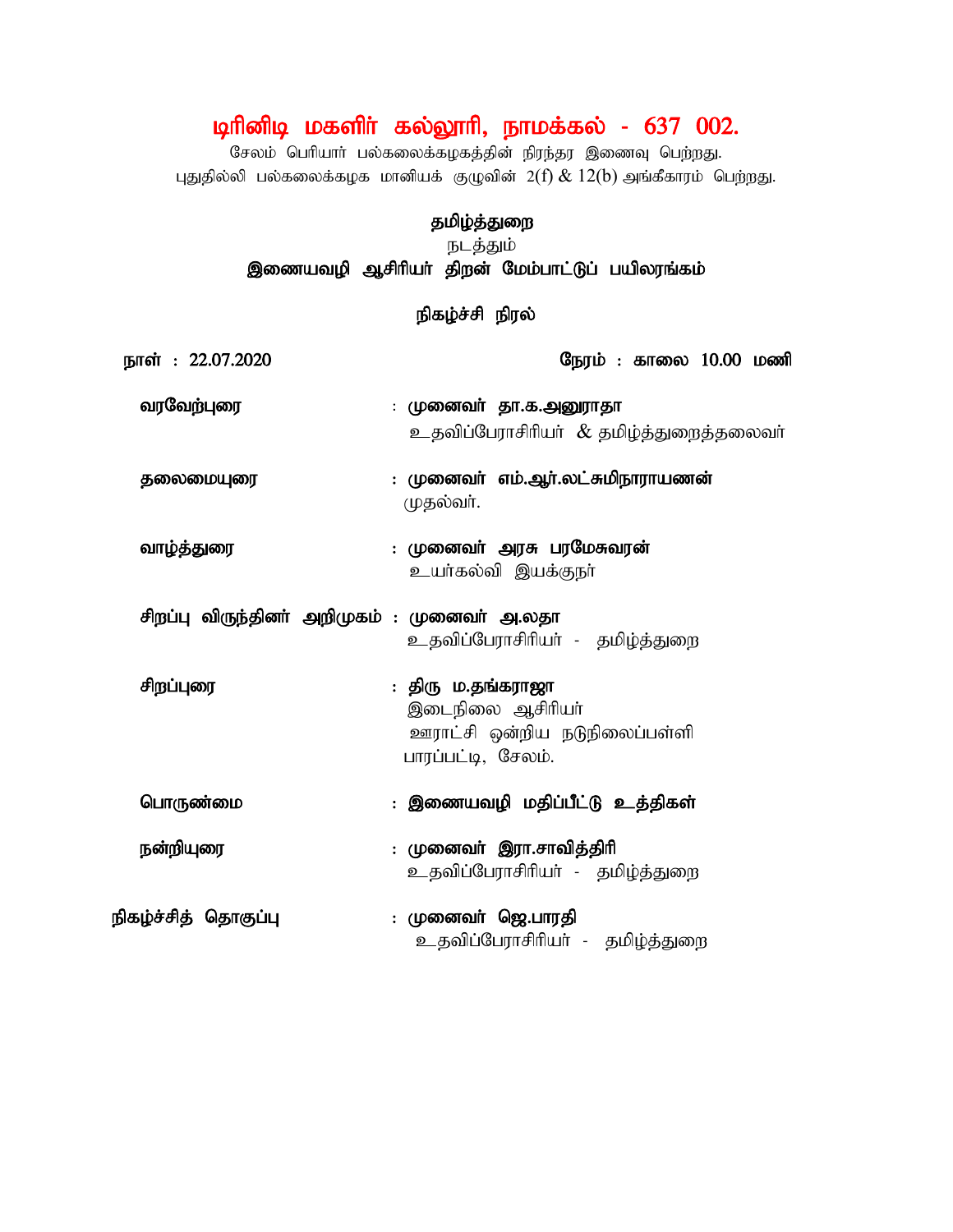# டிரினிடி மகளிர் கல்லூரி, நாமக்கல் - 637 002.

சேலம் பெரியார் பல்கலைக்கழகத்தின் நிரந்தர இணைவு பெற்றது.
புதுதில்லி பல்கலைக்கழக மானியக் குழுவின் 2(f) & 12(b) அங்கீகாரம் பெற்றது.

**தமிழ்த்துறை**

நடத்தும்

**இணையவழி ஆசிரியர் திறன் மேம்பாட்டுப் பயிலரங்கம்**

**நிகழ்ச்சி நிரல்**

**நாள் : 22.07.2020** **நேரம் : காலை 10.00 மணி**

**வரவேற்புரை** : **முனைவர் தா.க.அனுராதா**
உதவிப்பேராசிரியர் & தமிழ்த்துறைத்தலைவர்

**தலைமையுரை** : **முனைவர் எம்.ஆர்.லட்சுமிநாராயணன்**
முதல்வர்.

**வாழ்த்துரை** : **முனைவர் அரசு பரமேசுவரன்**
உயர்கல்வி இயக்குநர்

**சிறப்பு விருந்தினர் அறிமுகம்** : **முனைவர் அ.லதா**
உதவிப்பேராசிரியர் - தமிழ்த்துறை

**சிறப்புரை** : **திரு ம.தங்கராஜா**
இடைநிலை ஆசிரியர்
ஊராட்சி ஒன்றிய நடுநிலைப்பள்ளி
பாரப்பட்டி, சேலம்.

**பொருண்மை** : **இணையவழி மதிப்பீட்டு உத்திகள்**

**நன்றியுரை** : **முனைவர் இரா.சாவித்திரி**
உதவிப்பேராசிரியர் - தமிழ்த்துறை

**நிகழ்ச்சித் தொகுப்பு** : **முனைவர் ஜெ.பாரதி**
உதவிப்பேராசிரியர் - தமிழ்த்துறை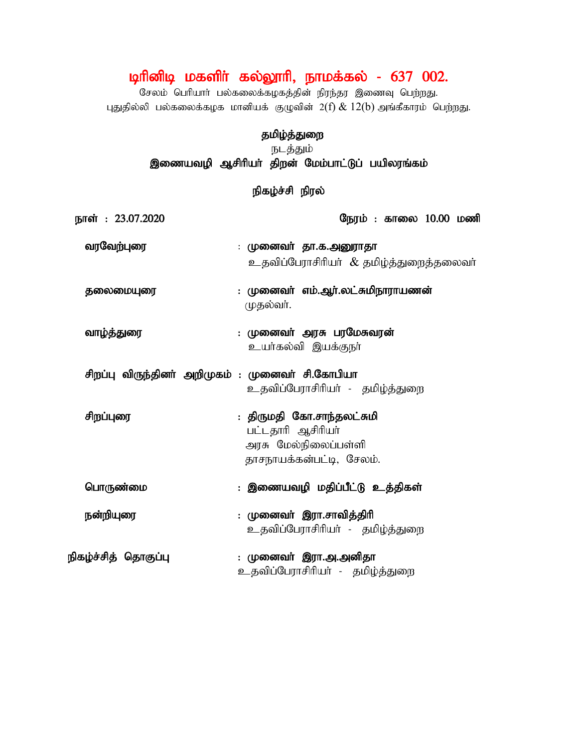# டிரினிடி மகளிர் கல்லூரி, நாமக்கல் - 637 002.

சேலம் பெரியார் பல்கலைக்கழகத்தின் நிரந்தர இணைவு பெற்றது.
புதுதில்லி பல்கலைக்கழக மானியக் குழுவின் 2(f) & 12(b) அங்கீகாரம் பெற்றது.

**தமிழ்த்துறை**

நடத்தும்

**இணையவழி ஆசிரியர் திறன் மேம்பாட்டுப் பயிலரங்கம்**

**நிகழ்ச்சி நிரல்**

**நாள் : 23.07.2020** **நேரம் : காலை 10.00 மணி**

| | |
|---|---|
| **வரவேற்புரை** | : **முனைவர் தா.க.அனுராதா**<br>உதவிப்பேராசிரியர் & தமிழ்த்துறைத்தலைவர் |
| **தலைமையுரை** | : **முனைவர் எம்.ஆர்.லட்சுமிநாராயணன்**<br>முதல்வர். |
| **வாழ்த்துரை** | : **முனைவர் அரசு பரமேசுவரன்**<br>உயர்கல்வி இயக்குநர் |
| **சிறப்பு விருந்தினர் அறிமுகம்** | : **முனைவர் சி.கோபியா**<br>உதவிப்பேராசிரியர் - தமிழ்த்துறை |
| **சிறப்புரை** | : **திருமதி கோ.சாந்தலட்சுமி**<br>பட்டதாரி ஆசிரியர்<br>அரசு மேல்நிலைப்பள்ளி<br>தாசநாயக்கன்பட்டி, சேலம். |
| **பொருண்மை** | : **இணையவழி மதிப்பீட்டு உத்திகள்** |
| **நன்றியுரை** | : **முனைவர் இரா.சாவித்திரி**<br>உதவிப்பேராசிரியர் - தமிழ்த்துறை |
| **நிகழ்ச்சித் தொகுப்பு** | : **முனைவர் இரா.அ.அனிதா**<br>உதவிப்பேராசிரியர் - தமிழ்த்துறை |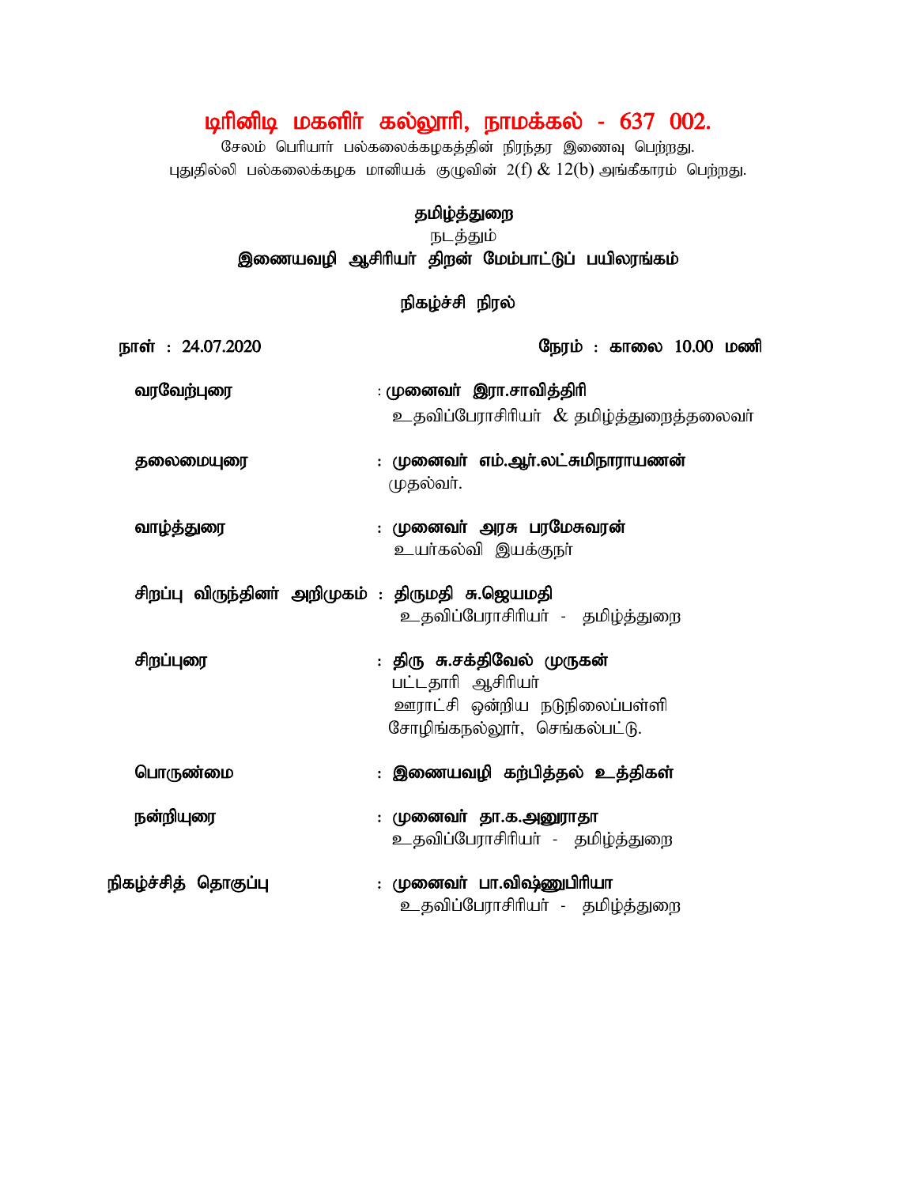# டிரினிடி மகளிர் கல்லூரி, நாமக்கல் - 637 002.

சேலம் பெரியார் பல்கலைக்கழகத்தின் நிரந்தர இணைவு பெற்றது.
புதுதில்லி பல்கலைக்கழக மானியக் குழுவின் 2(f) & 12(b) அங்கீகாரம் பெற்றது.

## தமிழ்த்துறை

நடத்தும்

## இணையவழி ஆசிரியர் திறன் மேம்பாட்டுப் பயிலரங்கம்

### நிகழ்ச்சி நிரல்

**நாள் : 24.07.2020** | **நேரம் : காலை 10.00 மணி**

**வரவேற்புரை** : **முனைவர் இரா.சாவித்திரி**
உதவிப்பேராசிரியர் & தமிழ்த்துறைத்தலைவர்

**தலைமையுரை** : **முனைவர் எம்.ஆர்.லட்சுமிநாராயணன்**
முதல்வர்.

**வாழ்த்துரை** : **முனைவர் அரசு பரமேசுவரன்**
உயர்கல்வி இயக்குநர்

**சிறப்பு விருந்தினர் அறிமுகம்** : **திருமதி சு.ஜெயமதி**
உதவிப்பேராசிரியர் - தமிழ்த்துறை

**சிறப்புரை** : **திரு சு.சக்திவேல் முருகன்**
பட்டதாரி ஆசிரியர்
ஊராட்சி ஒன்றிய நடுநிலைப்பள்ளி
சோழிங்கநல்லூர், செங்கல்பட்டு.

**பொருண்மை** : **இணையவழி கற்பித்தல் உத்திகள்**

**நன்றியுரை** : **முனைவர் தா.க.அனுராதா**
உதவிப்பேராசிரியர் - தமிழ்த்துறை

**நிகழ்ச்சித் தொகுப்பு** : **முனைவர் பா.விஷ்ணுபிரியா**
உதவிப்பேராசிரியர் - தமிழ்த்துறை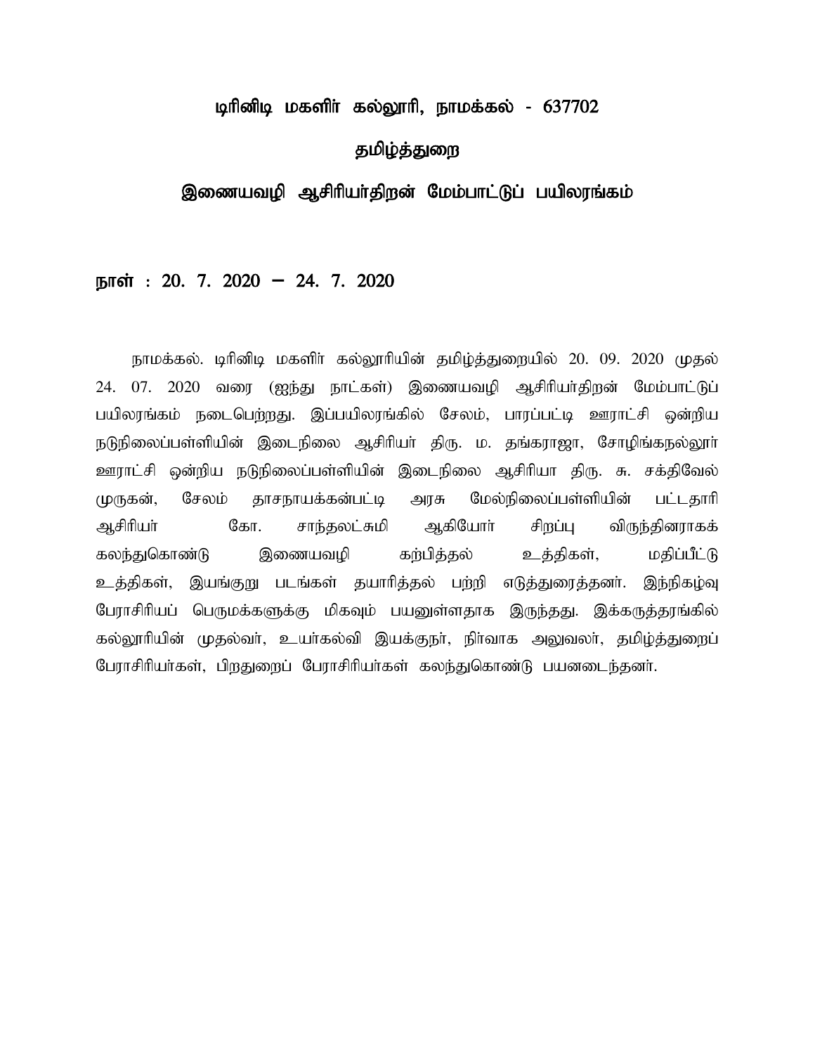## டிரினிடி மகளிர் கல்லூரி, நாமக்கல் - 637702

## தமிழ்த்துறை

## இணையவழி ஆசிரியர்திறன் மேம்பாட்டுப் பயிலரங்கம்

**நாள் : 20. 7. 2020 – 24. 7. 2020**

நாமக்கல். டிரினிடி மகளிர் கல்லூரியின் தமிழ்த்துறையில் 20. 09. 2020 முதல் 24. 07. 2020 வரை (ஐந்து நாட்கள்) இணையவழி ஆசிரியர்திறன் மேம்பாட்டுப் பயிலரங்கம் நடைபெற்றது. இப்பயிலரங்கில் சேலம், பாரப்பட்டி ஊராட்சி ஒன்றிய நடுநிலைப்பள்ளியின் இடைநிலை ஆசிரியர் திரு. ம. தங்கராஜா, சோழிங்கநல்லூர் ஊராட்சி ஒன்றிய நடுநிலைப்பள்ளியின் இடைநிலை ஆசிரியா திரு. சு. சக்திவேல் முருகன், சேலம் தாசநாயக்கன்பட்டி அரசு மேல்நிலைப்பள்ளியின் பட்டதாரி ஆசிரியர் கோ. சாந்தலட்சுமி ஆகியோர் சிறப்பு விருந்தினராகக் கலந்துகொண்டு இணையவழி கற்பித்தல் உத்திகள், மதிப்பீட்டு உத்திகள், இயங்குறு படங்கள் தயாரித்தல் பற்றி எடுத்துரைத்தனர். இந்நிகழ்வு பேராசிரியப் பெருமக்களுக்கு மிகவும் பயனுள்ளதாக இருந்தது. இக்கருத்தரங்கில் கல்லூரியின் முதல்வர், உயர்கல்வி இயக்குநர், நிர்வாக அலுவலர், தமிழ்த்துறைப் பேராசிரியர்கள், பிறதுறைப் பேராசிரியர்கள் கலந்துகொண்டு பயனடைந்தனர்.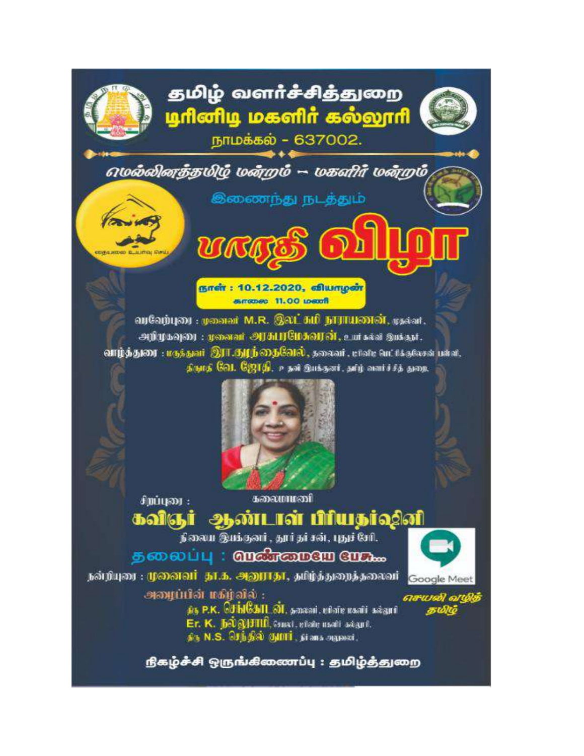# தமிழ் வளர்ச்சித்துறை
## டிரினிடி மகளிர் கல்லூரி
நாமக்கல் - 637002.

மெல்லினத்தமிழ் மன்றம் – மகளிர் மன்றம்

இணைந்து நடத்தும்

# பாரதி விழா

நாள் : 10.12.2020, வியாழன்
காலை 11.00 மணி

வரவேற்புரை : முனைவர் M.R. இலட்சுமி நாராயணன், முதல்வர்.

அறிமுகவுரை : முனைவர் அரசுபரமேசுவரன், உயர் கல்வி இயக்குநர்.

வாழ்த்துரை : மருத்துவர் இரா.குழந்தைவேல், தலைவர், டிரினிடி மெட்ரிக்குலேசன் பள்ளி.
திருமதி வே. ஜோதி, ௳ தனி இயக்குனர், தமிழ் வளர்ச்சித் துறை.

சிறப்புரை : கலைமாமணி
## கவிஞர் ஆண்டாள் பிரியதர்ஷினி
நிலைய இயக்குனர், தூர்தர்சன், புதுச்சேரி.

## தலைப்பு : பெண்மையே பேசு...

நன்றியுரை : முனைவர் தா.க. அனுராதா, தமிழ்த்துறைத்தலைவர்

அழைப்பின் மகிழ்வில் :
திரு P.K. செங்கோடன், தலைவர், டிரினிடி மகளிர் கல்லூரி
Er. K. நல்லுசாமி, செயலர், டிரினிடி மகளிர் கல்லூரி.
திரு N.S. செந்தில் குமார், நிர்வாக அலுவலர்.

Google Meet

செயலி வழித் தமிழ்

நிகழ்ச்சி ஒருங்கிணைப்பு : தமிழ்த்துறை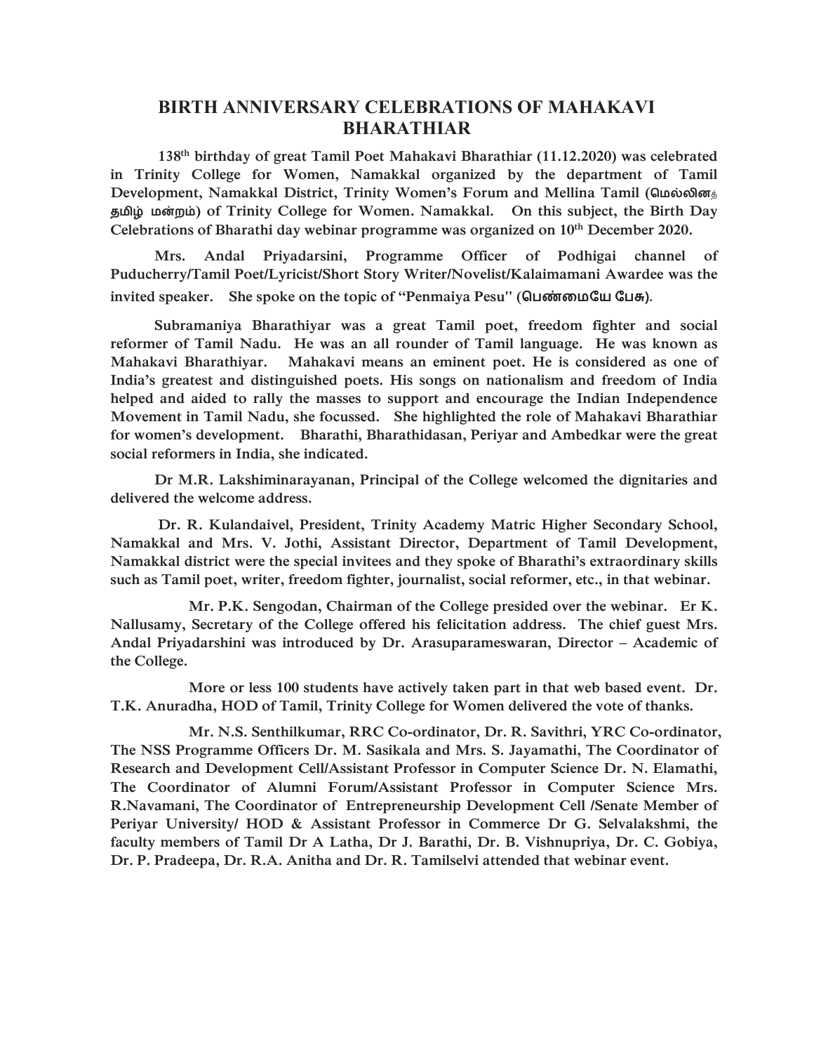# BIRTH ANNIVERSARY CELEBRATIONS OF MAHAKAVI BHARATHIAR

138th birthday of great Tamil Poet Mahakavi Bharathiar (11.12.2020) was celebrated in Trinity College for Women, Namakkal organized by the department of Tamil Development, Namakkal District, Trinity Women's Forum and Mellina Tamil (மெல்லினத் தமிழ் மன்றம்) of Trinity College for Women. Namakkal. On this subject, the Birth Day Celebrations of Bharathi day webinar programme was organized on 10th December 2020.

Mrs. Andal Priyadarsini, Programme Officer of Podhigai channel of Puducherry/Tamil Poet/Lyricist/Short Story Writer/Novelist/Kalaimamani Awardee was the invited speaker. She spoke on the topic of "Penmaiya Pesu" (பெண்மையே பேசு).

Subramaniya Bharathiyar was a great Tamil poet, freedom fighter and social reformer of Tamil Nadu. He was an all rounder of Tamil language. He was known as Mahakavi Bharathiyar. Mahakavi means an eminent poet. He is considered as one of India's greatest and distinguished poets. His songs on nationalism and freedom of India helped and aided to rally the masses to support and encourage the Indian Independence Movement in Tamil Nadu, she focussed. She highlighted the role of Mahakavi Bharathiar for women's development. Bharathi, Bharathidasan, Periyar and Ambedkar were the great social reformers in India, she indicated.

Dr M.R. Lakshiminarayanan, Principal of the College welcomed the dignitaries and delivered the welcome address.

Dr. R. Kulandaivel, President, Trinity Academy Matric Higher Secondary School, Namakkal and Mrs. V. Jothi, Assistant Director, Department of Tamil Development, Namakkal district were the special invitees and they spoke of Bharathi's extraordinary skills such as Tamil poet, writer, freedom fighter, journalist, social reformer, etc., in that webinar.

Mr. P.K. Sengodan, Chairman of the College presided over the webinar. Er K. Nallusamy, Secretary of the College offered his felicitation address. The chief guest Mrs. Andal Priyadarshini was introduced by Dr. Arasuparameswaran, Director – Academic of the College.

More or less 100 students have actively taken part in that web based event. Dr. T.K. Anuradha, HOD of Tamil, Trinity College for Women delivered the vote of thanks.

Mr. N.S. Senthilkumar, RRC Co-ordinator, Dr. R. Savithri, YRC Co-ordinator, The NSS Programme Officers Dr. M. Sasikala and Mrs. S. Jayamathi, The Coordinator of Research and Development Cell/Assistant Professor in Computer Science Dr. N. Elamathi, The Coordinator of Alumni Forum/Assistant Professor in Computer Science Mrs. R.Navamani, The Coordinator of Entrepreneurship Development Cell /Senate Member of Periyar University/ HOD & Assistant Professor in Commerce Dr G. Selvalakshmi, the faculty members of Tamil Dr A Latha, Dr J. Barathi, Dr. B. Vishnupriya, Dr. C. Gobiya, Dr. P. Pradeepa, Dr. R.A. Anitha and Dr. R. Tamilselvi attended that webinar event.